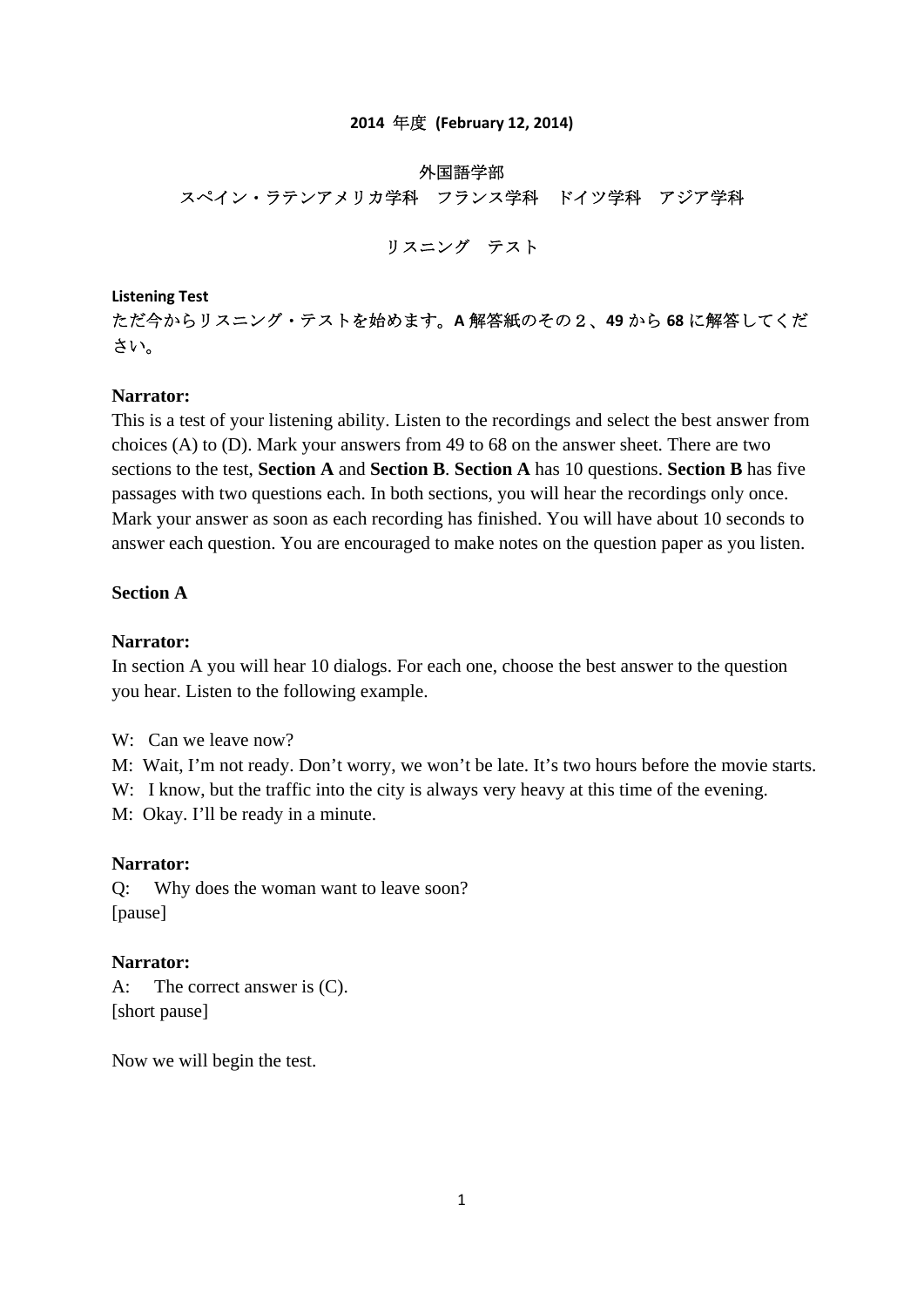**2014 年度 (February 12, 2014)**

外国語学部

スペイン・ラテンアメリカ学科　フランス学科　ドイツ学科　アジア学科

リスニング　テスト

**Listening Test**

ただ今からリスニング・テストを始めます。**A** 解答紙のその２、**49** から **68** に解答してください。

**Narrator:**

This is a test of your listening ability. Listen to the recordings and select the best answer from choices (A) to (D). Mark your answers from 49 to 68 on the answer sheet. There are two sections to the test, **Section A** and **Section B**. **Section A** has 10 questions. **Section B** has five passages with two questions each. In both sections, you will hear the recordings only once. Mark your answer as soon as each recording has finished. You will have about 10 seconds to answer each question. You are encouraged to make notes on the question paper as you listen.

**Section A**

**Narrator:**

In section A you will hear 10 dialogs. For each one, choose the best answer to the question you hear. Listen to the following example.

W: Can we leave now?

M: Wait, I'm not ready. Don't worry, we won't be late. It's two hours before the movie starts.

W: I know, but the traffic into the city is always very heavy at this time of the evening.

M: Okay. I'll be ready in a minute.

**Narrator:**

Q: Why does the woman want to leave soon?

[pause]

**Narrator:**

A: The correct answer is (C).

[short pause]

Now we will begin the test.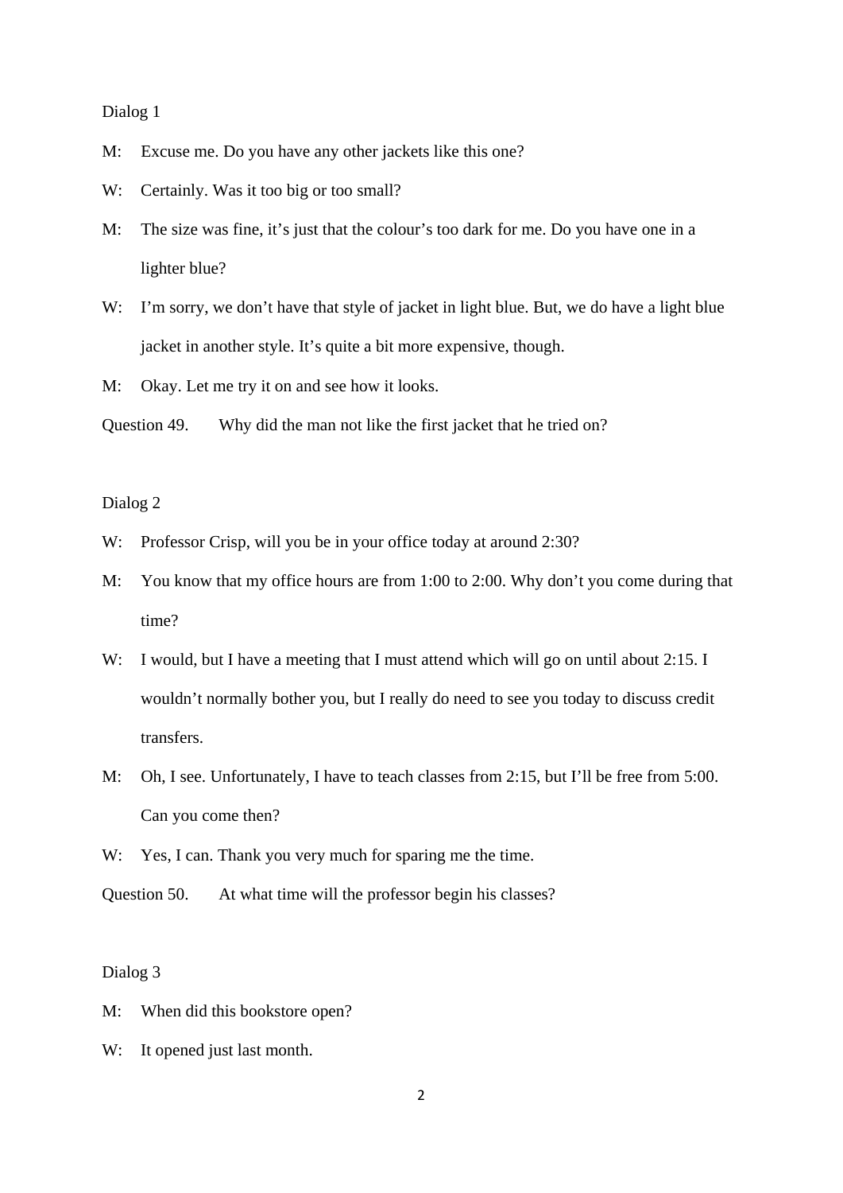Dialog 1

M: Excuse me. Do you have any other jackets like this one?

W: Certainly. Was it too big or too small?

M: The size was fine, it's just that the colour's too dark for me. Do you have one in a lighter blue?

W: I'm sorry, we don't have that style of jacket in light blue. But, we do have a light blue jacket in another style. It's quite a bit more expensive, though.

M: Okay. Let me try it on and see how it looks.

Question 49. Why did the man not like the first jacket that he tried on?

Dialog 2

W: Professor Crisp, will you be in your office today at around 2:30?

M: You know that my office hours are from 1:00 to 2:00. Why don't you come during that time?

W: I would, but I have a meeting that I must attend which will go on until about 2:15. I wouldn't normally bother you, but I really do need to see you today to discuss credit transfers.

M: Oh, I see. Unfortunately, I have to teach classes from 2:15, but I'll be free from 5:00. Can you come then?

W: Yes, I can. Thank you very much for sparing me the time.

Question 50. At what time will the professor begin his classes?

Dialog 3

M: When did this bookstore open?

W: It opened just last month.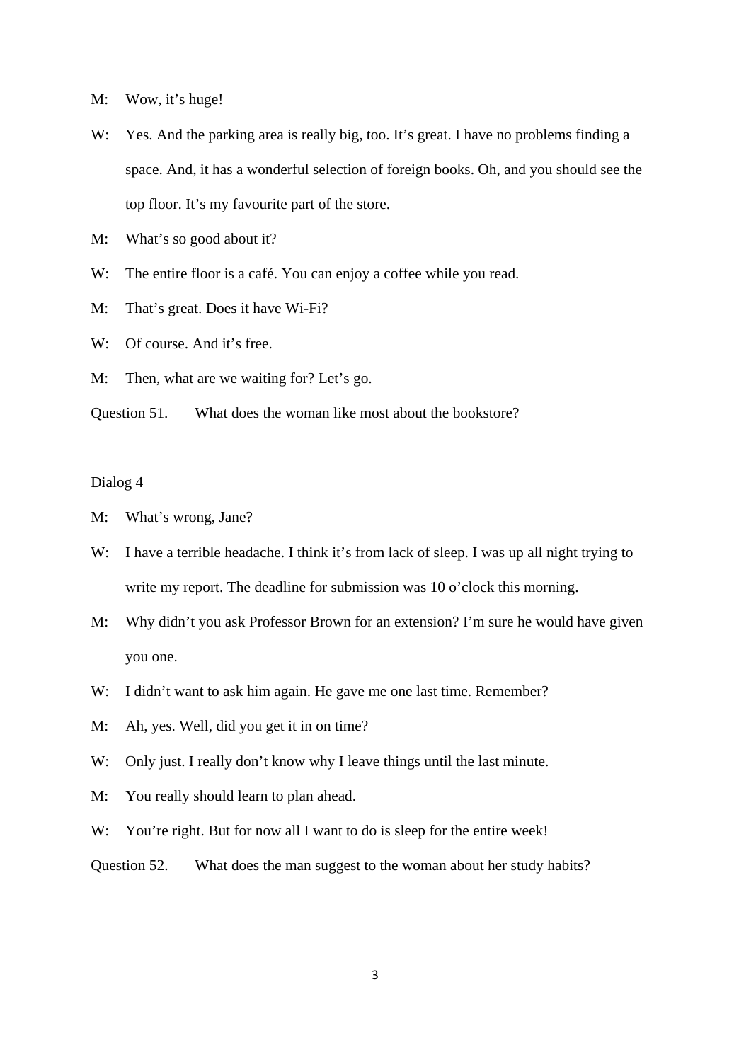M: Wow, it's huge!

W: Yes. And the parking area is really big, too. It's great. I have no problems finding a space. And, it has a wonderful selection of foreign books. Oh, and you should see the top floor. It's my favourite part of the store.

M: What's so good about it?

W: The entire floor is a café. You can enjoy a coffee while you read.

M: That's great. Does it have Wi-Fi?

W: Of course. And it's free.

M: Then, what are we waiting for? Let's go.

Question 51. What does the woman like most about the bookstore?

Dialog 4

M: What's wrong, Jane?

W: I have a terrible headache. I think it's from lack of sleep. I was up all night trying to write my report. The deadline for submission was 10 o'clock this morning.

M: Why didn't you ask Professor Brown for an extension? I'm sure he would have given you one.

W: I didn't want to ask him again. He gave me one last time. Remember?

M: Ah, yes. Well, did you get it in on time?

W: Only just. I really don't know why I leave things until the last minute.

M: You really should learn to plan ahead.

W: You're right. But for now all I want to do is sleep for the entire week!

Question 52. What does the man suggest to the woman about her study habits?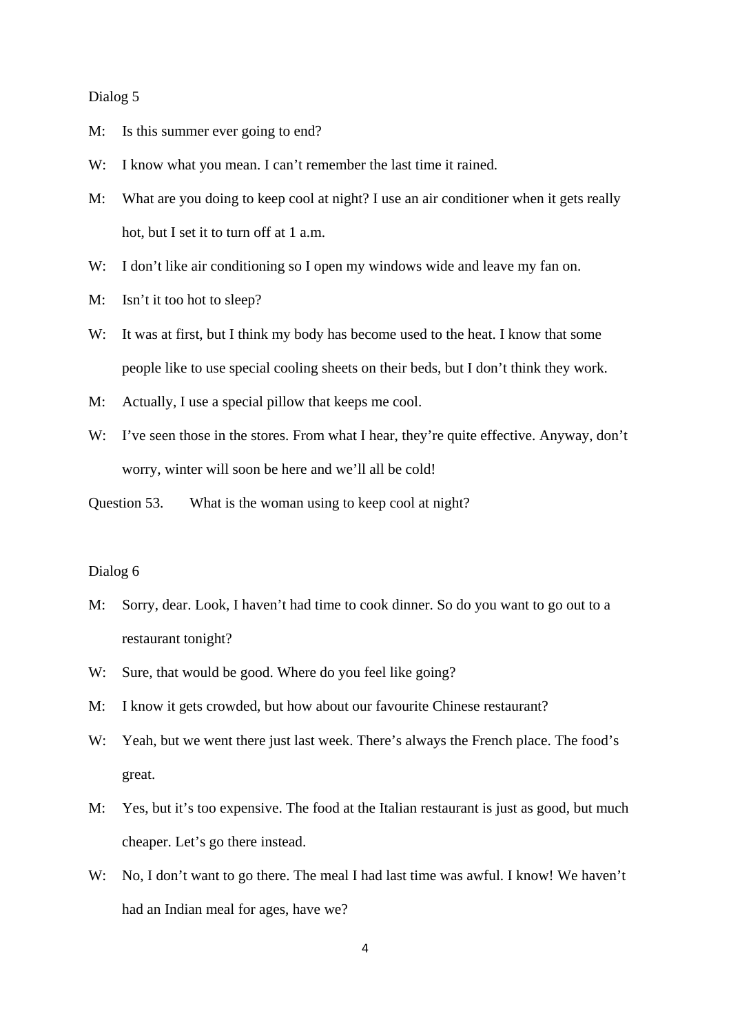Dialog 5

M: Is this summer ever going to end?

W: I know what you mean. I can't remember the last time it rained.

M: What are you doing to keep cool at night? I use an air conditioner when it gets really hot, but I set it to turn off at 1 a.m.

W: I don't like air conditioning so I open my windows wide and leave my fan on.

M: Isn't it too hot to sleep?

W: It was at first, but I think my body has become used to the heat. I know that some people like to use special cooling sheets on their beds, but I don't think they work.

M: Actually, I use a special pillow that keeps me cool.

W: I've seen those in the stores. From what I hear, they're quite effective. Anyway, don't worry, winter will soon be here and we'll all be cold!

Question 53. What is the woman using to keep cool at night?

Dialog 6

M: Sorry, dear. Look, I haven't had time to cook dinner. So do you want to go out to a restaurant tonight?

W: Sure, that would be good. Where do you feel like going?

M: I know it gets crowded, but how about our favourite Chinese restaurant?

W: Yeah, but we went there just last week. There's always the French place. The food's great.

M: Yes, but it's too expensive. The food at the Italian restaurant is just as good, but much cheaper. Let's go there instead.

W: No, I don't want to go there. The meal I had last time was awful. I know! We haven't had an Indian meal for ages, have we?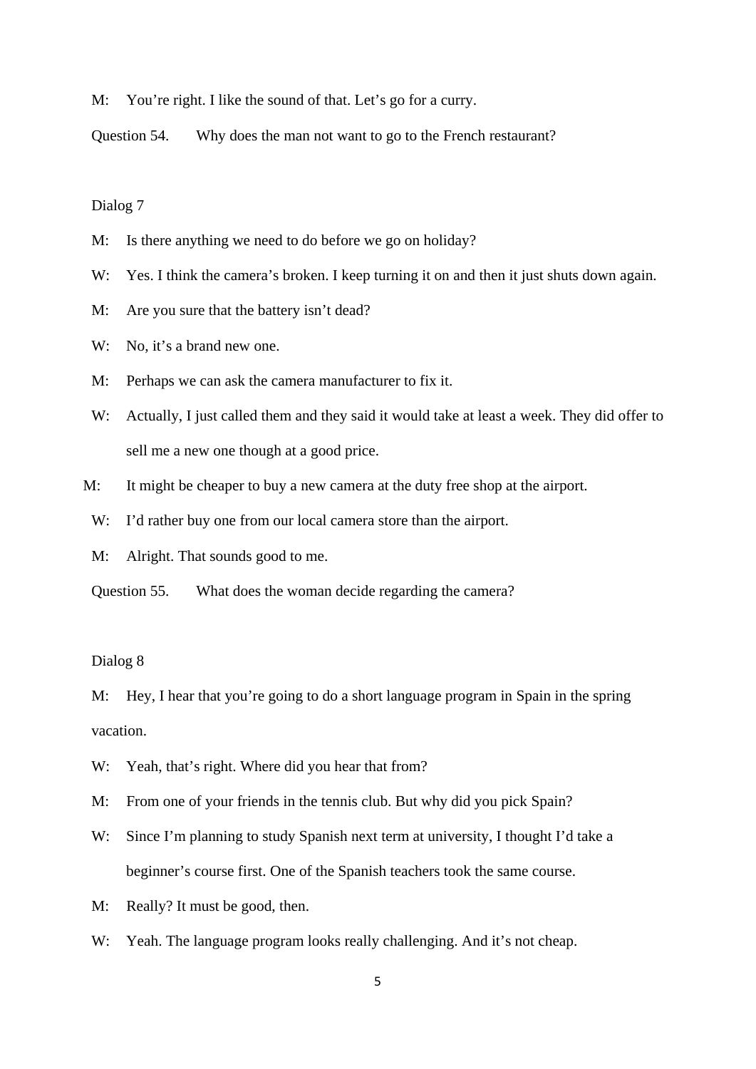M: You're right. I like the sound of that. Let's go for a curry.

Question 54. Why does the man not want to go to the French restaurant?

Dialog 7

M: Is there anything we need to do before we go on holiday?

W: Yes. I think the camera's broken. I keep turning it on and then it just shuts down again.

M: Are you sure that the battery isn't dead?

W: No, it's a brand new one.

M: Perhaps we can ask the camera manufacturer to fix it.

W: Actually, I just called them and they said it would take at least a week. They did offer to sell me a new one though at a good price.

M: It might be cheaper to buy a new camera at the duty free shop at the airport.

W: I'd rather buy one from our local camera store than the airport.

M: Alright. That sounds good to me.

Question 55. What does the woman decide regarding the camera?

Dialog 8

M: Hey, I hear that you're going to do a short language program in Spain in the spring vacation.

W: Yeah, that's right. Where did you hear that from?

M: From one of your friends in the tennis club. But why did you pick Spain?

W: Since I'm planning to study Spanish next term at university, I thought I'd take a beginner's course first. One of the Spanish teachers took the same course.

M: Really? It must be good, then.

W: Yeah. The language program looks really challenging. And it's not cheap.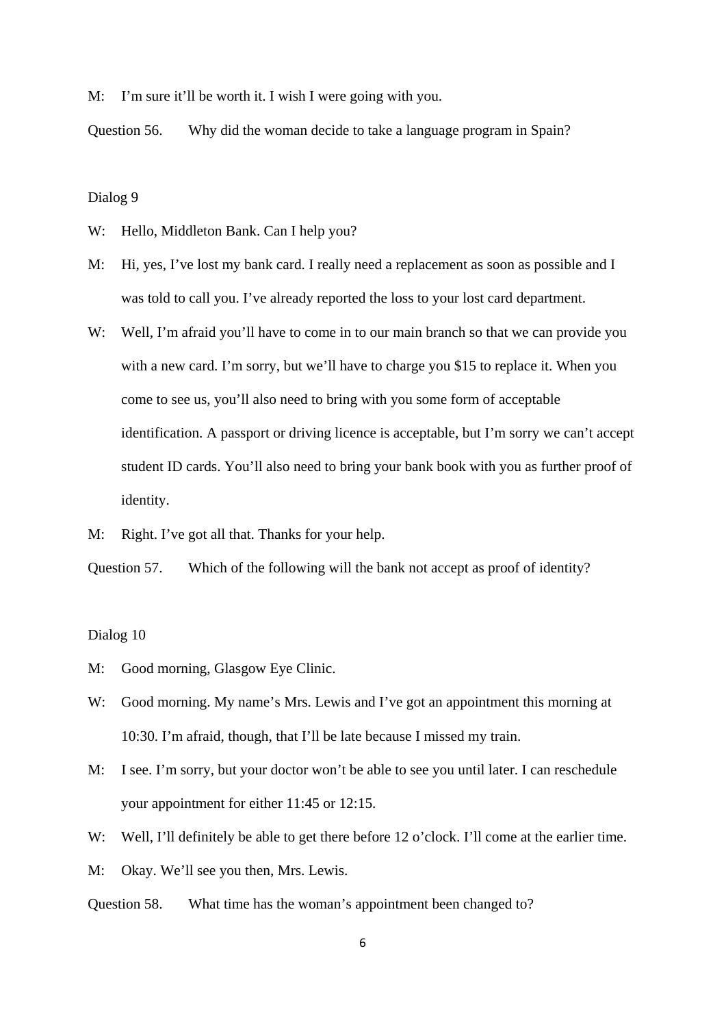M: I'm sure it'll be worth it. I wish I were going with you.

Question 56. Why did the woman decide to take a language program in Spain?

Dialog 9

W: Hello, Middleton Bank. Can I help you?

M: Hi, yes, I've lost my bank card. I really need a replacement as soon as possible and I was told to call you. I've already reported the loss to your lost card department.

W: Well, I'm afraid you'll have to come in to our main branch so that we can provide you with a new card. I'm sorry, but we'll have to charge you $15 to replace it. When you come to see us, you'll also need to bring with you some form of acceptable identification. A passport or driving licence is acceptable, but I'm sorry we can't accept student ID cards. You'll also need to bring your bank book with you as further proof of identity.

M: Right. I've got all that. Thanks for your help.

Question 57. Which of the following will the bank not accept as proof of identity?

Dialog 10

M: Good morning, Glasgow Eye Clinic.

W: Good morning. My name's Mrs. Lewis and I've got an appointment this morning at 10:30. I'm afraid, though, that I'll be late because I missed my train.

M: I see. I'm sorry, but your doctor won't be able to see you until later. I can reschedule your appointment for either 11:45 or 12:15.

W: Well, I'll definitely be able to get there before 12 o'clock. I'll come at the earlier time.

M: Okay. We'll see you then, Mrs. Lewis.

Question 58. What time has the woman's appointment been changed to?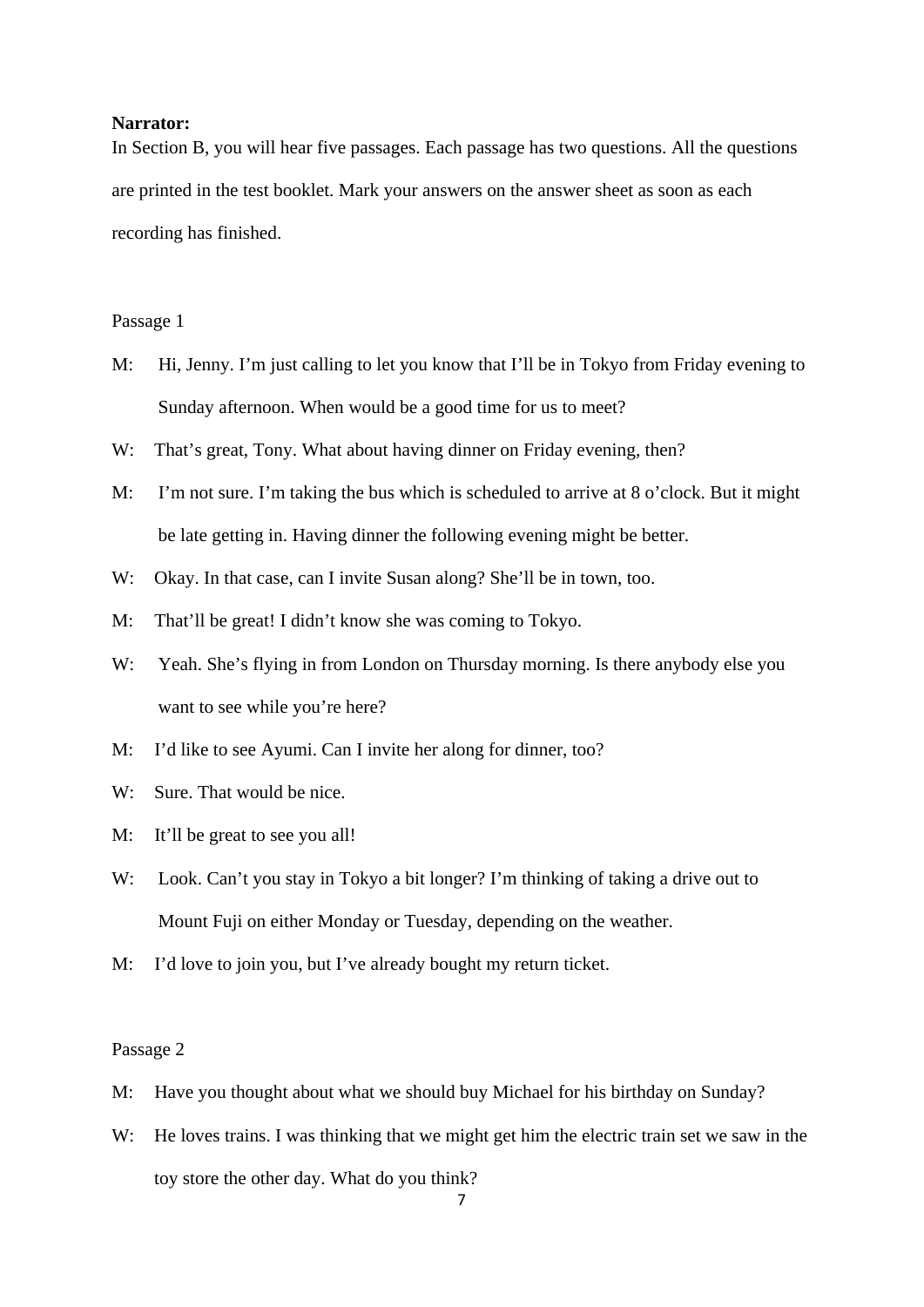**Narrator:**

In Section B, you will hear five passages. Each passage has two questions. All the questions are printed in the test booklet. Mark your answers on the answer sheet as soon as each recording has finished.

Passage 1

M: Hi, Jenny. I'm just calling to let you know that I'll be in Tokyo from Friday evening to Sunday afternoon. When would be a good time for us to meet?

W: That's great, Tony. What about having dinner on Friday evening, then?

M: I'm not sure. I'm taking the bus which is scheduled to arrive at 8 o'clock. But it might be late getting in. Having dinner the following evening might be better.

W: Okay. In that case, can I invite Susan along? She'll be in town, too.

M: That'll be great! I didn't know she was coming to Tokyo.

W: Yeah. She's flying in from London on Thursday morning. Is there anybody else you want to see while you're here?

M: I'd like to see Ayumi. Can I invite her along for dinner, too?

W: Sure. That would be nice.

M: It'll be great to see you all!

W: Look. Can't you stay in Tokyo a bit longer? I'm thinking of taking a drive out to Mount Fuji on either Monday or Tuesday, depending on the weather.

M: I'd love to join you, but I've already bought my return ticket.

Passage 2

M: Have you thought about what we should buy Michael for his birthday on Sunday?

W: He loves trains. I was thinking that we might get him the electric train set we saw in the toy store the other day. What do you think?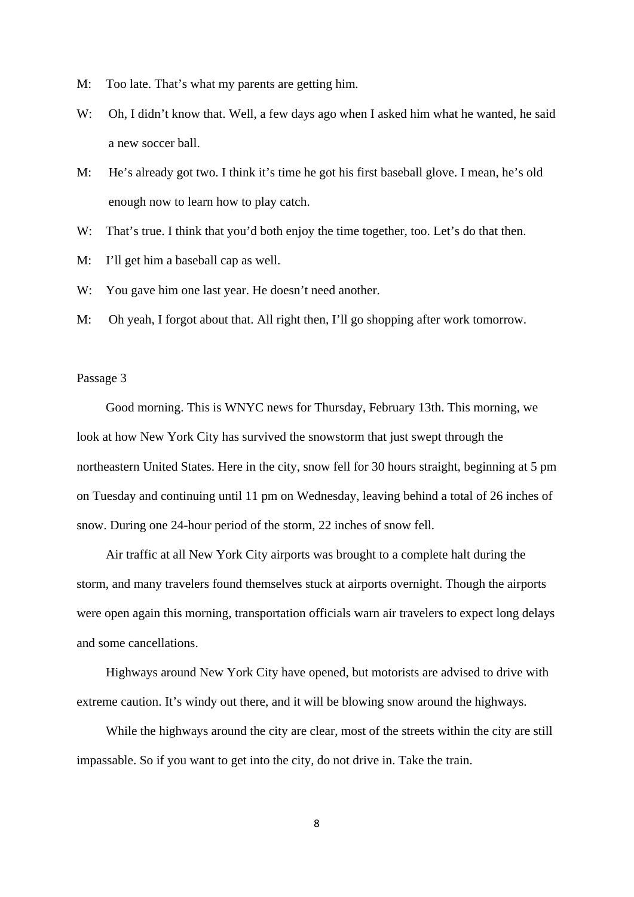M: Too late. That's what my parents are getting him.

W: Oh, I didn't know that. Well, a few days ago when I asked him what he wanted, he said a new soccer ball.

M: He's already got two. I think it's time he got his first baseball glove. I mean, he's old enough now to learn how to play catch.

W: That's true. I think that you'd both enjoy the time together, too. Let's do that then.

M: I'll get him a baseball cap as well.

W: You gave him one last year. He doesn't need another.

M: Oh yeah, I forgot about that. All right then, I'll go shopping after work tomorrow.

Passage 3

Good morning. This is WNYC news for Thursday, February 13th. This morning, we look at how New York City has survived the snowstorm that just swept through the northeastern United States. Here in the city, snow fell for 30 hours straight, beginning at 5 pm on Tuesday and continuing until 11 pm on Wednesday, leaving behind a total of 26 inches of snow. During one 24-hour period of the storm, 22 inches of snow fell.

Air traffic at all New York City airports was brought to a complete halt during the storm, and many travelers found themselves stuck at airports overnight. Though the airports were open again this morning, transportation officials warn air travelers to expect long delays and some cancellations.

Highways around New York City have opened, but motorists are advised to drive with extreme caution. It's windy out there, and it will be blowing snow around the highways.

While the highways around the city are clear, most of the streets within the city are still impassable. So if you want to get into the city, do not drive in. Take the train.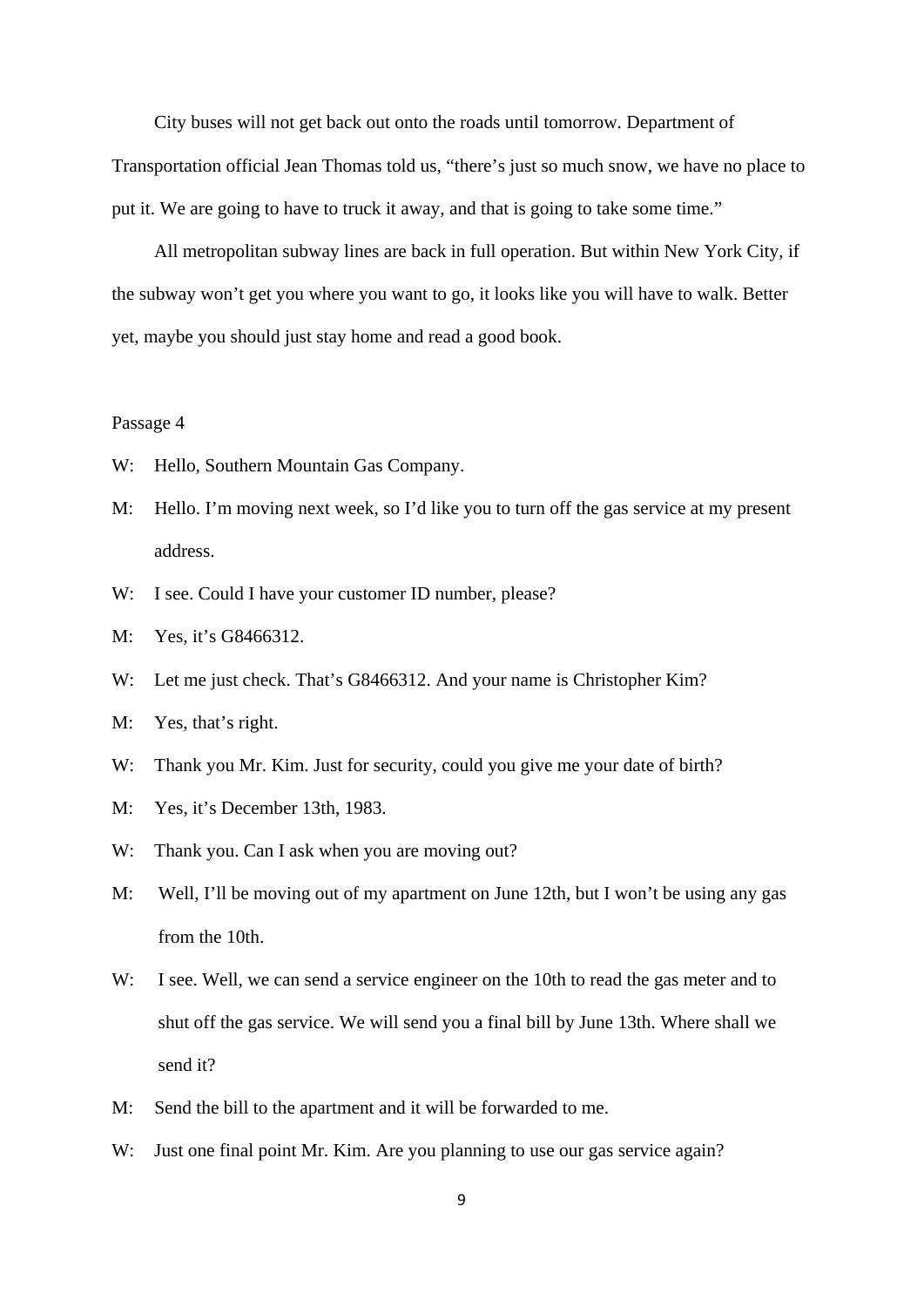City buses will not get back out onto the roads until tomorrow. Department of Transportation official Jean Thomas told us, "there's just so much snow, we have no place to put it. We are going to have to truck it away, and that is going to take some time."

All metropolitan subway lines are back in full operation. But within New York City, if the subway won't get you where you want to go, it looks like you will have to walk. Better yet, maybe you should just stay home and read a good book.

Passage 4

W: Hello, Southern Mountain Gas Company.

M: Hello. I'm moving next week, so I'd like you to turn off the gas service at my present address.

W: I see. Could I have your customer ID number, please?

M: Yes, it's G8466312.

W: Let me just check. That's G8466312. And your name is Christopher Kim?

M: Yes, that's right.

W: Thank you Mr. Kim. Just for security, could you give me your date of birth?

M: Yes, it's December 13th, 1983.

W: Thank you. Can I ask when you are moving out?

M: Well, I'll be moving out of my apartment on June 12th, but I won't be using any gas from the 10th.

W: I see. Well, we can send a service engineer on the 10th to read the gas meter and to shut off the gas service. We will send you a final bill by June 13th. Where shall we send it?

M: Send the bill to the apartment and it will be forwarded to me.

W: Just one final point Mr. Kim. Are you planning to use our gas service again?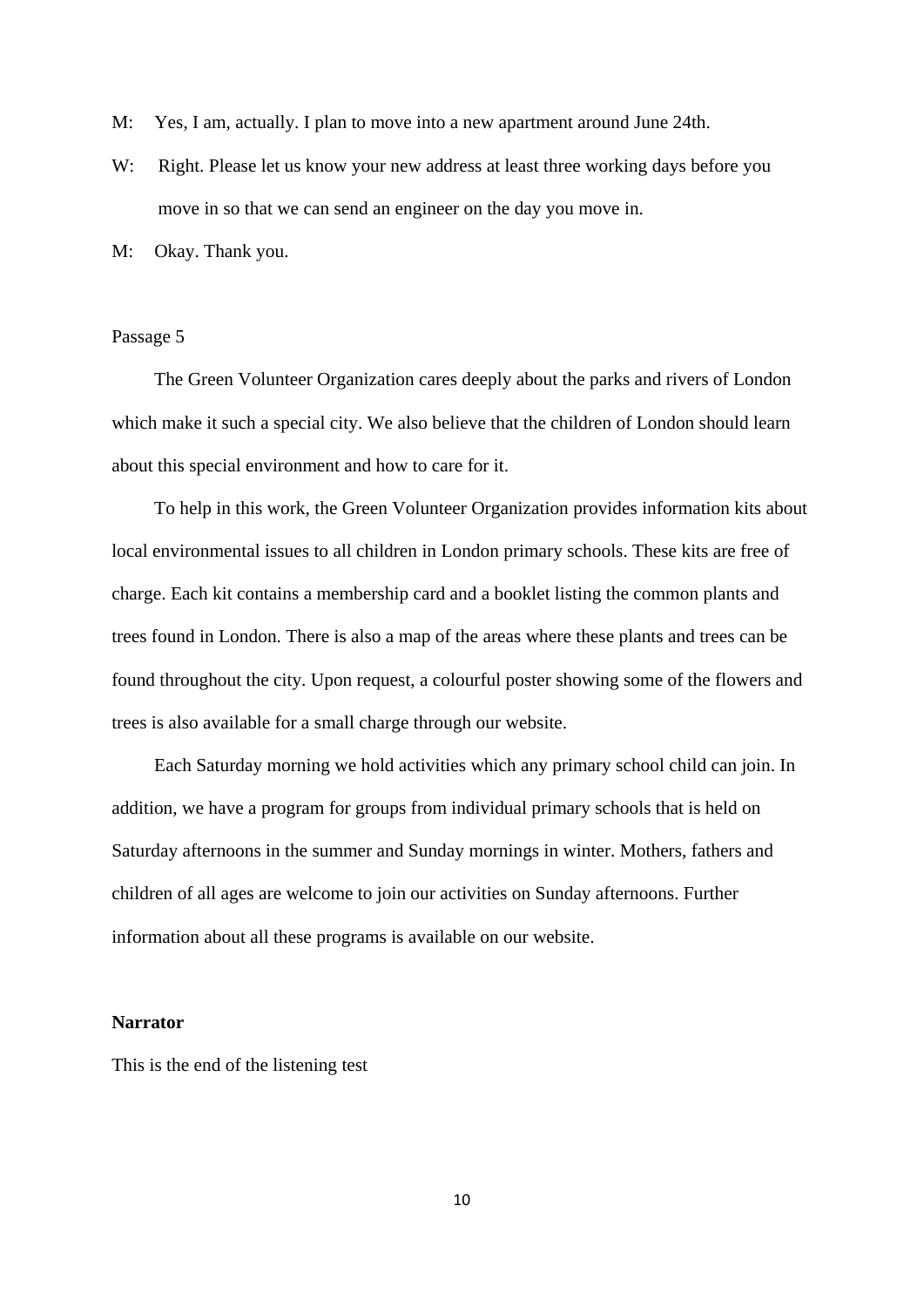M: Yes, I am, actually. I plan to move into a new apartment around June 24th.

W: Right. Please let us know your new address at least three working days before you move in so that we can send an engineer on the day you move in.

M: Okay. Thank you.

Passage 5

The Green Volunteer Organization cares deeply about the parks and rivers of London which make it such a special city. We also believe that the children of London should learn about this special environment and how to care for it.

To help in this work, the Green Volunteer Organization provides information kits about local environmental issues to all children in London primary schools. These kits are free of charge. Each kit contains a membership card and a booklet listing the common plants and trees found in London. There is also a map of the areas where these plants and trees can be found throughout the city. Upon request, a colourful poster showing some of the flowers and trees is also available for a small charge through our website.

Each Saturday morning we hold activities which any primary school child can join. In addition, we have a program for groups from individual primary schools that is held on Saturday afternoons in the summer and Sunday mornings in winter. Mothers, fathers and children of all ages are welcome to join our activities on Sunday afternoons. Further information about all these programs is available on our website.

**Narrator**

This is the end of the listening test